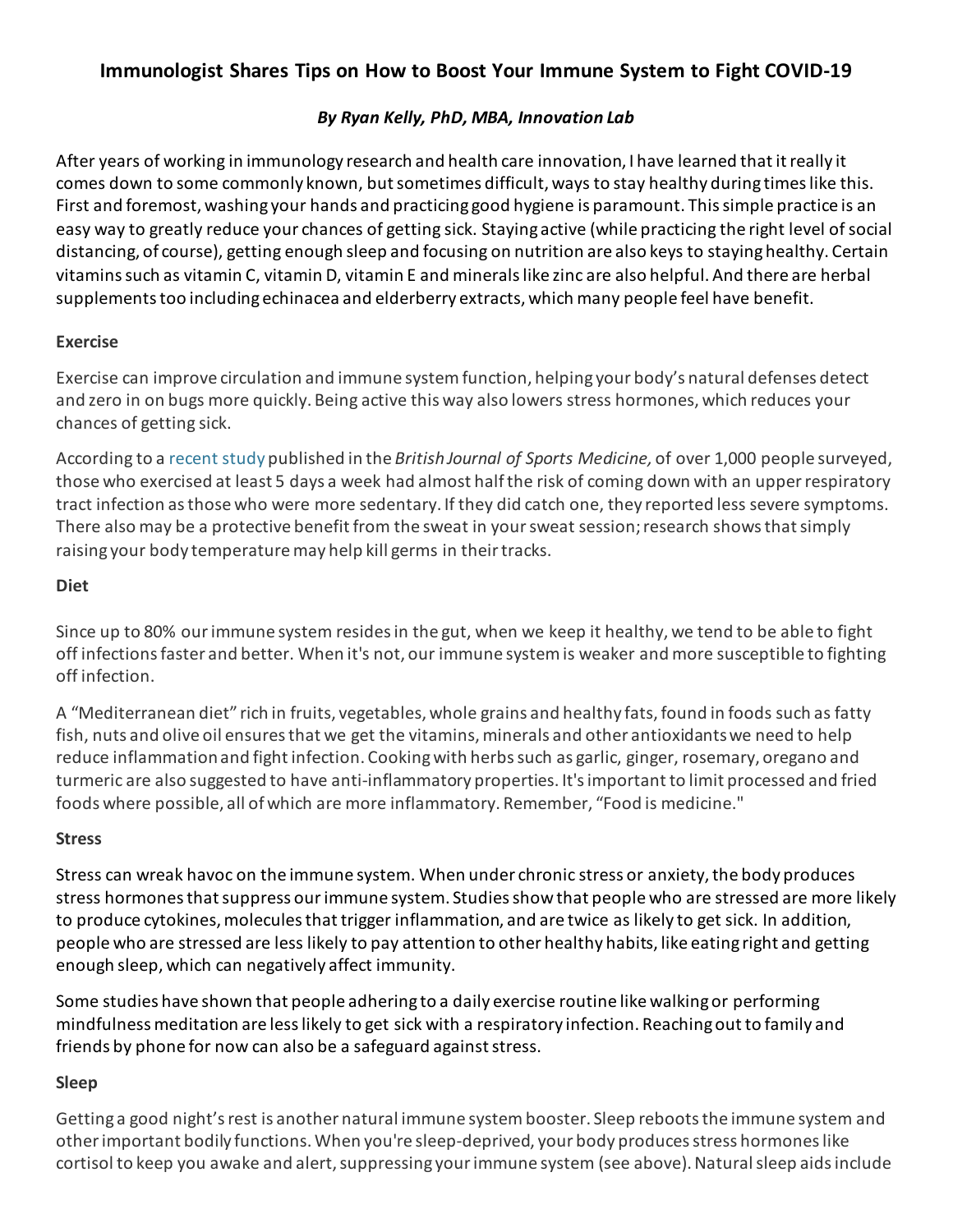# Immunologist Shares Tips on How to Boost Your Immune System to Fight COVID-19

***By Ryan Kelly, PhD, MBA, Innovation Lab***

After years of working in immunology research and health care innovation, I have learned that it really it comes down to some commonly known, but sometimes difficult, ways to stay healthy during times like this. First and foremost, washing your hands and practicing good hygiene is paramount. This simple practice is an easy way to greatly reduce your chances of getting sick. Staying active (while practicing the right level of social distancing, of course), getting enough sleep and focusing on nutrition are also keys to staying healthy. Certain vitamins such as vitamin C, vitamin D, vitamin E and minerals like zinc are also helpful. And there are herbal supplements too including echinacea and elderberry extracts, which many people feel have benefit.

**Exercise**

Exercise can improve circulation and immune system function, helping your body's natural defenses detect and zero in on bugs more quickly. Being active this way also lowers stress hormones, which reduces your chances of getting sick.

According to a recent study published in the *British Journal of Sports Medicine,* of over 1,000 people surveyed, those who exercised at least 5 days a week had almost half the risk of coming down with an upper respiratory tract infection as those who were more sedentary. If they did catch one, they reported less severe symptoms. There also may be a protective benefit from the sweat in your sweat session; research shows that simply raising your body temperature may help kill germs in their tracks.

**Diet**

Since up to 80% our immune system resides in the gut, when we keep it healthy, we tend to be able to fight off infections faster and better. When it's not, our immune system is weaker and more susceptible to fighting off infection.

A "Mediterranean diet" rich in fruits, vegetables, whole grains and healthy fats, found in foods such as fatty fish, nuts and olive oil ensures that we get the vitamins, minerals and other antioxidants we need to help reduce inflammation and fight infection. Cooking with herbs such as garlic, ginger, rosemary, oregano and turmeric are also suggested to have anti-inflammatory properties. It's important to limit processed and fried foods where possible, all of which are more inflammatory. Remember, "Food is medicine."

**Stress**

Stress can wreak havoc on the immune system. When under chronic stress or anxiety, the body produces stress hormones that suppress our immune system. Studies show that people who are stressed are more likely to produce cytokines, molecules that trigger inflammation, and are twice as likely to get sick. In addition, people who are stressed are less likely to pay attention to other healthy habits, like eating right and getting enough sleep, which can negatively affect immunity.

Some studies have shown that people adhering to a daily exercise routine like walking or performing mindfulness meditation are less likely to get sick with a respiratory infection. Reaching out to family and friends by phone for now can also be a safeguard against stress.

**Sleep**

Getting a good night's rest is another natural immune system booster. Sleep reboots the immune system and other important bodily functions. When you're sleep-deprived, your body produces stress hormones like cortisol to keep you awake and alert, suppressing your immune system (see above). Natural sleep aids include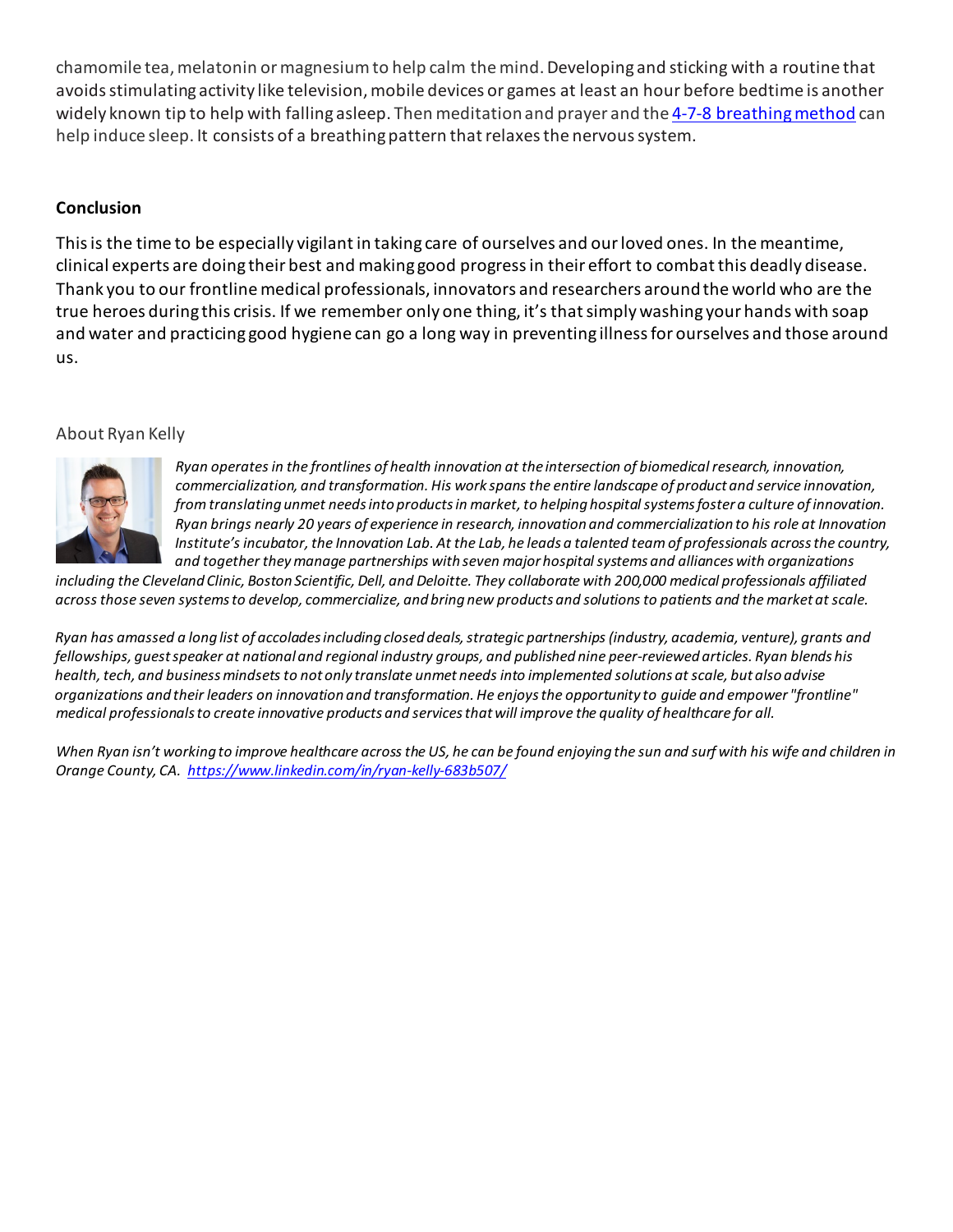chamomile tea, melatonin or magnesium to help calm the mind. Developing and sticking with a routine that avoids stimulating activity like television, mobile devices or games at least an hour before bedtime is another widely known tip to help with falling asleep. Then meditation and prayer and the 4-7-8 breathing method can help induce sleep. It consists of a breathing pattern that relaxes the nervous system.

**Conclusion**

This is the time to be especially vigilant in taking care of ourselves and our loved ones. In the meantime, clinical experts are doing their best and making good progress in their effort to combat this deadly disease. Thank you to our frontline medical professionals, innovators and researchers around the world who are the true heroes during this crisis. If we remember only one thing, it's that simply washing your hands with soap and water and practicing good hygiene can go a long way in preventing illness for ourselves and those around us.

About Ryan Kelly

*Ryan operates in the frontlines of health innovation at the intersection of biomedical research, innovation, commercialization, and transformation. His work spans the entire landscape of product and service innovation, from translating unmet needs into products in market, to helping hospital systems foster a culture of innovation. Ryan brings nearly 20 years of experience in research, innovation and commercialization to his role at Innovation Institute's incubator, the Innovation Lab. At the Lab, he leads a talented team of professionals across the country, and together they manage partnerships with seven major hospital systems and alliances with organizations including the Cleveland Clinic, Boston Scientific, Dell, and Deloitte. They collaborate with 200,000 medical professionals affiliated across those seven systems to develop, commercialize, and bring new products and solutions to patients and the market at scale.*

*Ryan has amassed a long list of accolades including closed deals, strategic partnerships (industry, academia, venture), grants and fellowships, guest speaker at national and regional industry groups, and published nine peer-reviewed articles. Ryan blends his health, tech, and business mindsets to not only translate unmet needs into implemented solutions at scale, but also advise organizations and their leaders on innovation and transformation. He enjoys the opportunity to guide and empower "frontline" medical professionals to create innovative products and services that will improve the quality of healthcare for all.*

*When Ryan isn't working to improve healthcare across the US, he can be found enjoying the sun and surf with his wife and children in Orange County, CA. https://www.linkedin.com/in/ryan-kelly-683b507/*